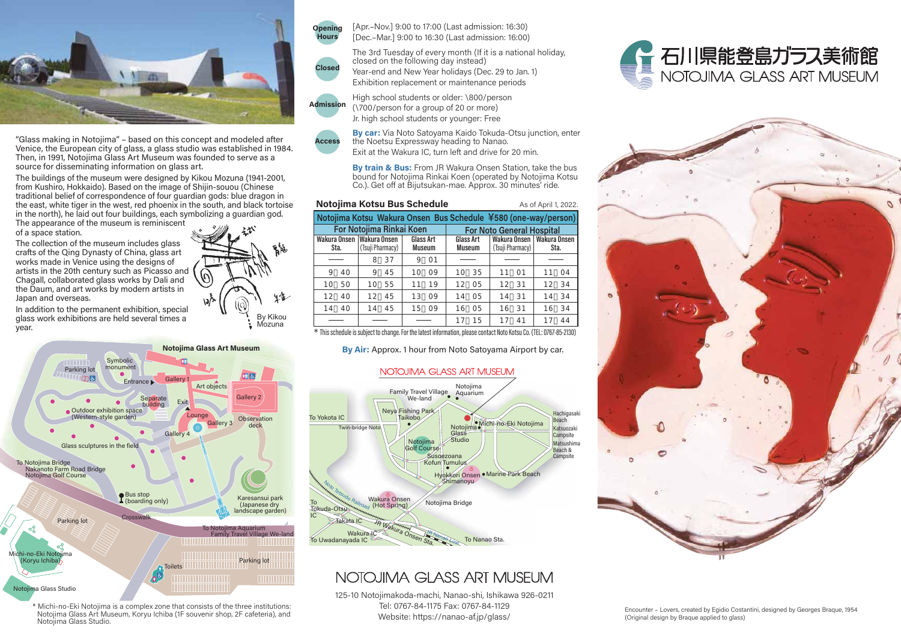# 石川県能登島ガラス美術館
# NOTOJIMA GLASS ART MUSEUM

"Glass making in Notojima" – based on this concept and modeled after Venice, the European city of glass, a glass studio was established in 1984. Then, in 1991, Notojima Glass Art Museum was founded to serve as a source for disseminating information on glass art.

The buildings of the museum were designed by Kikou Mozuna (1941-2001, from Kushiro, Hokkaido). Based on the image of Shijin-souou (Chinese traditional belief of correspondence of four guardian gods: blue dragon in the east, white tiger in the west, red phoenix in the south, and black tortoise in the north), he laid out four buildings, each symbolizing a guardian god. The appearance of the museum is reminiscent of a space station.

The collection of the museum includes glass crafts of the Qing Dynasty of China, glass art works made in Venice using the designs of artists in the 20th century such as Picasso and Chagall, collaborated glass works by Dali and the Daum, and art works by modern artists in Japan and overseas.

In addition to the permanent exhibition, special glass work exhibitions are held several times a year.

By Kikou Mozuna

## Notojima Glass Art Museum

Symbolic monument · Parking lot · Entrance · Gallery 1 · Art objects · Gallery 2 · Separate building · Exit · Outdoor exhibition space (Western-style garden) · Lounge · Gallery 3 · Observation deck · Gallery 4 · Glass sculptures in the field · To Notojima Bridge, Nakanoto Farm Road Bridge, Notojima Golf Course · Bus stop (boarding only) · Karesansui park (Japanese dry landscape garden) · Crosswalk · Parking lot · To Notojima Aquarium, Family Travel Village We-land · Michi-no-Eki Notojima (Koryu Ichiba) · Toilets · Parking lot · Notojima Glass Studio

\* Michi-no-Eki Notojima is a complex zone that consists of the three institutions: Notojima Glass Art Museum, Koryu Ichiba (1F souvenir shop, 2F cafeteria), and Notojima Glass Studio.

**Opening Hours**
[Apr.–Nov.] 9:00 to 17:00 (Last admission: 16:30)
[Dec.–Mar.] 9:00 to 16:30 (Last admission: 16:00)

**Closed**
The 3rd Tuesday of every month (If it is a national holiday, closed on the following day instead)
Year-end and New Year holidays (Dec. 29 to Jan. 1)
Exhibition replacement or maintenance periods

**Admission**
High school students or older: \800/person
(\700/person for a group of 20 or more)
Jr. high school students or younger: Free

**Access**
**By car:** Via Noto Satoyama Kaido Tokuda-Otsu junction, enter the Noetsu Expressway heading to Nanao.
Exit at the Wakura IC, turn left and drive for 20 min.

**By train & Bus:** From JR Wakura Onsen Station, take the bus bound for Notojima Rinkai Koen (operated by Notojima Kotsu Co.). Get off at Bijutsukan-mae. Approx. 30 minutes' ride.

### Notojima Kotsu Bus Schedule

As of April 1, 2022.

Notojima Kotsu Wakura Onsen Bus Schedule ¥580 (one-way/person)

| For Notojima Rinkai Koen | | | For Noto General Hospital | | |
|---|---|---|---|---|---|
| Wakura Onsen Sta. | Wakura Onsen (Tsuji Pharmacy) | Glass Art Museum | Glass Art Museum | Wakura Onsen (Tsuji Pharmacy) | Wakura Onsen Sta. |
| —— | 8：37 | 9：01 | —— | —— | —— |
| 9：40 | 9：45 | 10：09 | 10：35 | 11：01 | 11：04 |
| 10：50 | 10：55 | 11：19 | 12：05 | 12：31 | 12：34 |
| 12：40 | 12：45 | 13：09 | 14：05 | 14：31 | 14：34 |
| 14：40 | 14：45 | 15：09 | 16：05 | 16：31 | 16：34 |
| —— | —— | —— | 17：15 | 17：41 | 17：44 |

\* This schedule is subject to change. For the latest information, please contact Noto Kotsu Co. (TEL: 0767-85-2130)

**By Air:** Approx. 1 hour from Noto Satoyama Airport by car.

NOTOJIMA GLASS ART MUSEUM

To Yokota IC · Family Travel Village We-land · Notojima Aquarium · Neya Fishing Park Taikobo · Twin-bridge Noto · Notojima Glass Studio · Michi-no-Eki Notojima · Hachigasaki Beach · Katsuozaki Campsite · Matsushima Beach & Campsite · Notojima Golf Course · Susoezoana Kofun Tumulus · Hyokkori Onsen Shimanoyu · Marine Park Beach · Noto Tetsudo Railroad · Wakura Onsen (Hot Spring) · Notojima Bridge · To Tokuda-Otsu IC · Takata IC · JR Wakura Onsen Sta. · JR Nanao Line · Wakura IC · To Uwadanayada IC · To Nanao Sta.

## NOTOJIMA GLASS ART MUSEUM

125-10 Notojimakoda-machi, Nanao-shi, Ishikawa 926-0211
Tel: 0767-84-1175 Fax: 0767-84-1129
Website: https://nanao-af.jp/glass/

Encounter – Lovers, created by Egidio Costantini, designed by Georges Braque, 1954
(Original design by Braque applied to glass)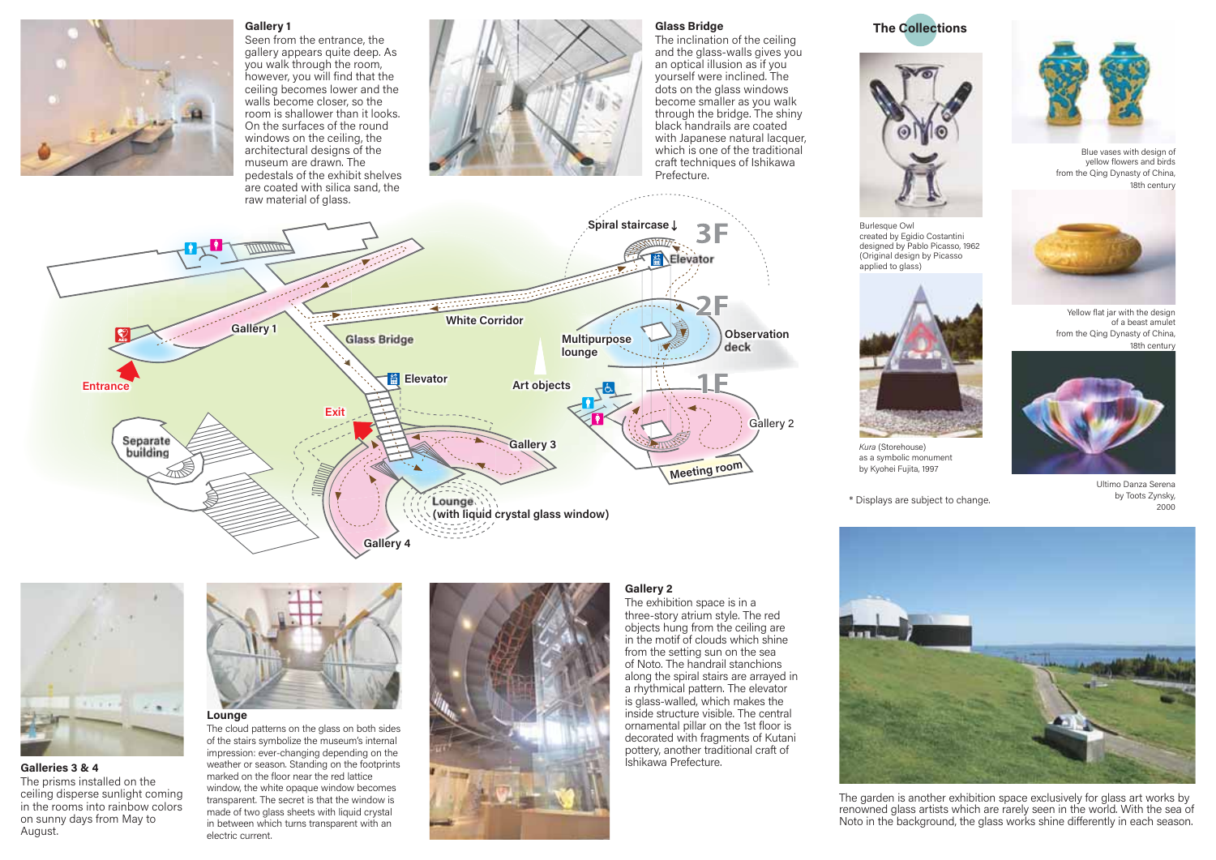### Gallery 1

Seen from the entrance, the gallery appears quite deep. As you walk through the room, however, you will find that the ceiling becomes lower and the walls become closer, so the room is shallower than it looks. On the surfaces of the round windows on the ceiling, the architectural designs of the museum are drawn. The pedestals of the exhibit shelves are coated with silica sand, the raw material of glass.

### Glass Bridge

The inclination of the ceiling and the glass-walls gives you an optical illusion as if you yourself were inclined. The dots on the glass windows become smaller as you walk through the bridge. The shiny black handrails are coated with Japanese natural lacquer, which is one of the traditional craft techniques of Ishikawa Prefecture.

Spiral staircase ↓
3F
Elevator
2F
1F
Gallery 1
Glass Bridge
White Corridor
Multipurpose lounge
Observation deck
Entrance
Elevator
Art objects
Exit
Separate building
Gallery 3
Gallery 2
Meeting room
Lounge (with liquid crystal glass window)
Gallery 4

## The Collections

Burlesque Owl
created by Egidio Costantini
designed by Pablo Picasso, 1962
(Original design by Picasso applied to glass)

Blue vases with design of yellow flowers and birds
from the Qing Dynasty of China, 18th century

Yellow flat jar with the design of a beast amulet
from the Qing Dynasty of China, 18th century

*Kura* (Storehouse)
as a symbolic monument
by Kyohei Fujita, 1997

Ultimo Danza Serena
by Toots Zynsky, 2000

* Displays are subject to change.

### Galleries 3 & 4

The prisms installed on the ceiling disperse sunlight coming in the rooms into rainbow colors on sunny days from May to August.

### Lounge

The cloud patterns on the glass on both sides of the stairs symbolize the museum's internal impression: ever-changing depending on the weather or season. Standing on the footprints marked on the floor near the red lattice window, the white opaque window becomes transparent. The secret is that the window is made of two glass sheets with liquid crystal in between which turns transparent with an electric current.

### Gallery 2

The exhibition space is in a three-story atrium style. The red objects hung from the ceiling are in the motif of clouds which shine from the setting sun on the sea of Noto. The handrail stanchions along the spiral stairs are arrayed in a rhythmical pattern. The elevator is glass-walled, which makes the inside structure visible. The central ornamental pillar on the 1st floor is decorated with fragments of Kutani pottery, another traditional craft of Ishikawa Prefecture.

The garden is another exhibition space exclusively for glass art works by renowned glass artists which are rarely seen in the world. With the sea of Noto in the background, the glass works shine differently in each season.